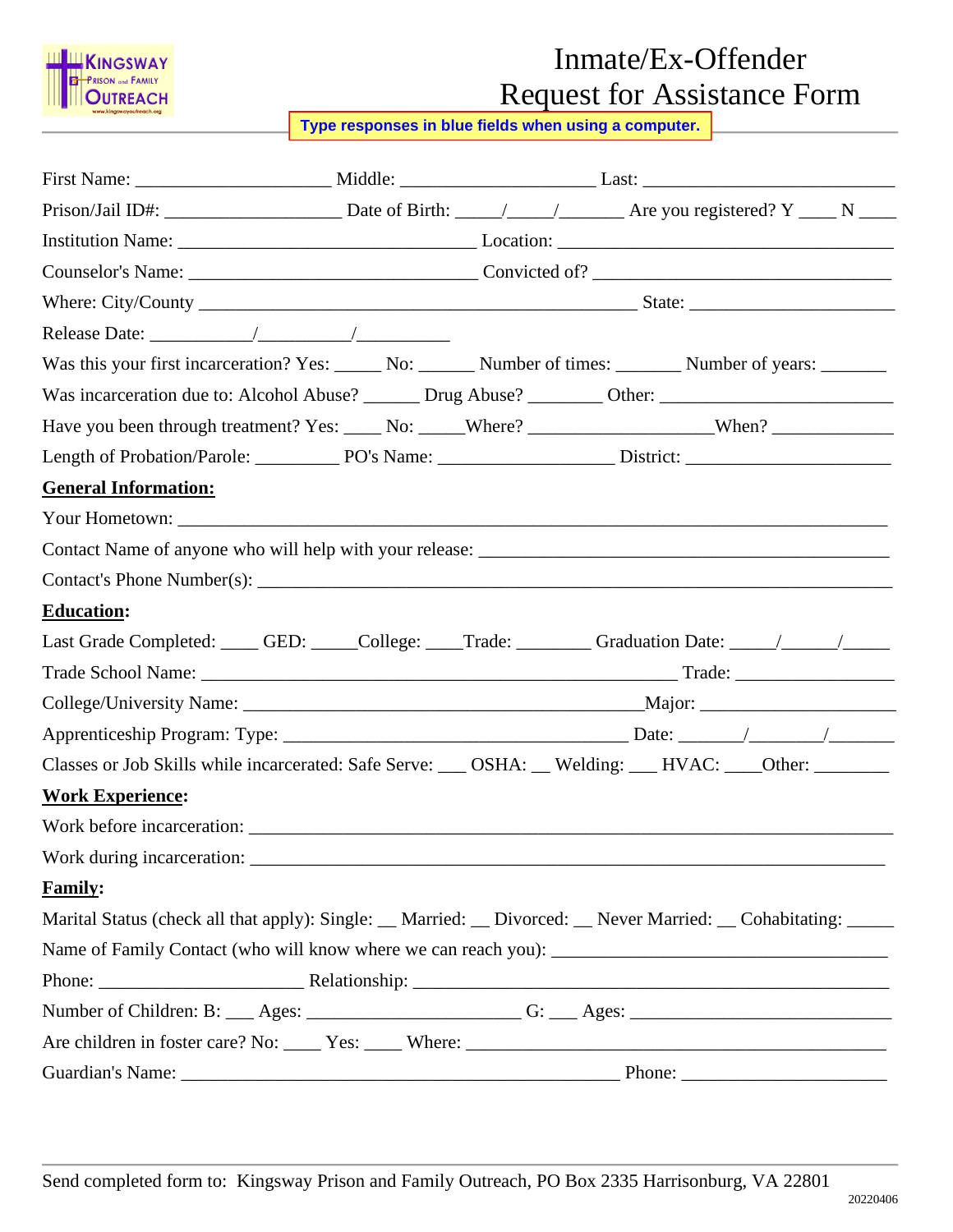KINGSWAY PRISON and FAMILY OUTREACH

www.kingswayoutreach.org

# Inmate/Ex-Offender Request for Assistance Form

**Type responses in blue fields when using a computer.**

First Name: ____________________ Middle: ____________________ Last: __________________________

Prison/Jail ID#: __________________ Date of Birth: _____/_____/_______ Are you registered? Y ____ N ____

Institution Name: _______________________________ Location: ___________________________________

Counselor's Name: ______________________________ Convicted of? _______________________________

Where: City/County _____________________________________________ State: _____________________

Release Date: ___________/__________/__________

Was this your first incarceration? Yes: _____ No: ______ Number of times: _______ Number of years: _______

Was incarceration due to: Alcohol Abuse? ______ Drug Abuse? ________ Other: ________________________

Have you been through treatment? Yes: ____ No: _____Where? ___________________When? _____________

Length of Probation/Parole: _________ PO's Name: _________________ District: _____________________

**General Information:**

Your Hometown: _______________________________________________________________________

Contact Name of anyone who will help with your release: __________________________________________

Contact's Phone Number(s): ________________________________________________________________

**Education:**

Last Grade Completed: ____ GED: _____College: ____Trade: ________ Graduation Date: _____/______/_____

Trade School Name: ___________________________________________________ Trade: _________________

College/University Name: ___________________________________________Major: _____________________

Apprenticeship Program: Type: ______________________________________ Date: _______/_______/_______

Classes or Job Skills while incarcerated: Safe Serve: ___ OSHA: __ Welding: ___ HVAC: ____Other: ________

**Work Experience:**

Work before incarceration: ___________________________________________________________________

Work during incarceration: __________________________________________________________________

**Family:**

Marital Status (check all that apply): Single: __ Married: __ Divorced: __ Never Married: __ Cohabitating: _____

Name of Family Contact (who will know where we can reach you): ___________________________________

Phone: ______________________ Relationship: ____________________________________________________

Number of Children: B: ___ Ages: _______________________ G: ___ Ages: ____________________________

Are children in foster care? No: ____ Yes: ____ Where: _____________________________________________

Guardian's Name: ______________________________________________ Phone: ______________________

Send completed form to: Kingsway Prison and Family Outreach, PO Box 2335 Harrisonburg, VA 22801

20220406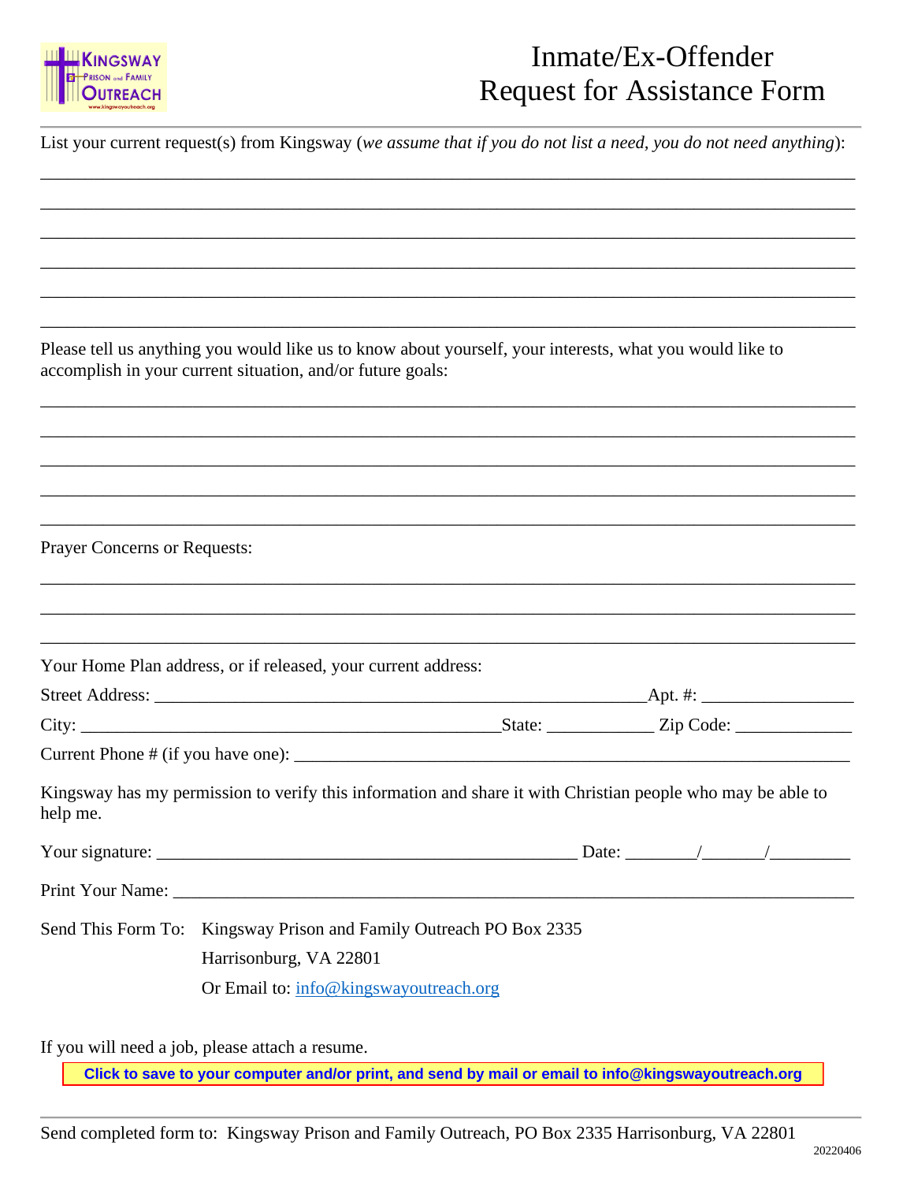# Inmate/Ex-Offender Request for Assistance Form

List your current request(s) from Kingsway (*we assume that if you do not list a need, you do not need anything*):

\_\_\_\_\_\_\_\_\_\_\_\_\_\_\_\_\_\_\_\_\_\_\_\_\_\_\_\_\_\_\_\_\_\_\_\_\_\_\_\_\_\_\_\_\_\_\_\_\_\_\_\_\_\_\_\_\_\_\_\_\_\_\_\_\_\_\_\_\_\_\_\_\_\_\_\_\_\_

\_\_\_\_\_\_\_\_\_\_\_\_\_\_\_\_\_\_\_\_\_\_\_\_\_\_\_\_\_\_\_\_\_\_\_\_\_\_\_\_\_\_\_\_\_\_\_\_\_\_\_\_\_\_\_\_\_\_\_\_\_\_\_\_\_\_\_\_\_\_\_\_\_\_\_\_\_\_

\_\_\_\_\_\_\_\_\_\_\_\_\_\_\_\_\_\_\_\_\_\_\_\_\_\_\_\_\_\_\_\_\_\_\_\_\_\_\_\_\_\_\_\_\_\_\_\_\_\_\_\_\_\_\_\_\_\_\_\_\_\_\_\_\_\_\_\_\_\_\_\_\_\_\_\_\_\_

\_\_\_\_\_\_\_\_\_\_\_\_\_\_\_\_\_\_\_\_\_\_\_\_\_\_\_\_\_\_\_\_\_\_\_\_\_\_\_\_\_\_\_\_\_\_\_\_\_\_\_\_\_\_\_\_\_\_\_\_\_\_\_\_\_\_\_\_\_\_\_\_\_\_\_\_\_\_

\_\_\_\_\_\_\_\_\_\_\_\_\_\_\_\_\_\_\_\_\_\_\_\_\_\_\_\_\_\_\_\_\_\_\_\_\_\_\_\_\_\_\_\_\_\_\_\_\_\_\_\_\_\_\_\_\_\_\_\_\_\_\_\_\_\_\_\_\_\_\_\_\_\_\_\_\_\_

\_\_\_\_\_\_\_\_\_\_\_\_\_\_\_\_\_\_\_\_\_\_\_\_\_\_\_\_\_\_\_\_\_\_\_\_\_\_\_\_\_\_\_\_\_\_\_\_\_\_\_\_\_\_\_\_\_\_\_\_\_\_\_\_\_\_\_\_\_\_\_\_\_\_\_\_\_\_

Please tell us anything you would like us to know about yourself, your interests, what you would like to accomplish in your current situation, and/or future goals:

\_\_\_\_\_\_\_\_\_\_\_\_\_\_\_\_\_\_\_\_\_\_\_\_\_\_\_\_\_\_\_\_\_\_\_\_\_\_\_\_\_\_\_\_\_\_\_\_\_\_\_\_\_\_\_\_\_\_\_\_\_\_\_\_\_\_\_\_\_\_\_\_\_\_\_\_\_\_

\_\_\_\_\_\_\_\_\_\_\_\_\_\_\_\_\_\_\_\_\_\_\_\_\_\_\_\_\_\_\_\_\_\_\_\_\_\_\_\_\_\_\_\_\_\_\_\_\_\_\_\_\_\_\_\_\_\_\_\_\_\_\_\_\_\_\_\_\_\_\_\_\_\_\_\_\_\_

\_\_\_\_\_\_\_\_\_\_\_\_\_\_\_\_\_\_\_\_\_\_\_\_\_\_\_\_\_\_\_\_\_\_\_\_\_\_\_\_\_\_\_\_\_\_\_\_\_\_\_\_\_\_\_\_\_\_\_\_\_\_\_\_\_\_\_\_\_\_\_\_\_\_\_\_\_\_

\_\_\_\_\_\_\_\_\_\_\_\_\_\_\_\_\_\_\_\_\_\_\_\_\_\_\_\_\_\_\_\_\_\_\_\_\_\_\_\_\_\_\_\_\_\_\_\_\_\_\_\_\_\_\_\_\_\_\_\_\_\_\_\_\_\_\_\_\_\_\_\_\_\_\_\_\_\_

\_\_\_\_\_\_\_\_\_\_\_\_\_\_\_\_\_\_\_\_\_\_\_\_\_\_\_\_\_\_\_\_\_\_\_\_\_\_\_\_\_\_\_\_\_\_\_\_\_\_\_\_\_\_\_\_\_\_\_\_\_\_\_\_\_\_\_\_\_\_\_\_\_\_\_\_\_\_

Prayer Concerns or Requests:

\_\_\_\_\_\_\_\_\_\_\_\_\_\_\_\_\_\_\_\_\_\_\_\_\_\_\_\_\_\_\_\_\_\_\_\_\_\_\_\_\_\_\_\_\_\_\_\_\_\_\_\_\_\_\_\_\_\_\_\_\_\_\_\_\_\_\_\_\_\_\_\_\_\_\_\_\_\_

\_\_\_\_\_\_\_\_\_\_\_\_\_\_\_\_\_\_\_\_\_\_\_\_\_\_\_\_\_\_\_\_\_\_\_\_\_\_\_\_\_\_\_\_\_\_\_\_\_\_\_\_\_\_\_\_\_\_\_\_\_\_\_\_\_\_\_\_\_\_\_\_\_\_\_\_\_\_

\_\_\_\_\_\_\_\_\_\_\_\_\_\_\_\_\_\_\_\_\_\_\_\_\_\_\_\_\_\_\_\_\_\_\_\_\_\_\_\_\_\_\_\_\_\_\_\_\_\_\_\_\_\_\_\_\_\_\_\_\_\_\_\_\_\_\_\_\_\_\_\_\_\_\_\_\_\_

Your Home Plan address, or if released, your current address:

Street Address: \_\_\_\_\_\_\_\_\_\_\_\_\_\_\_\_\_\_\_\_\_\_\_\_\_\_\_\_\_\_\_\_\_\_\_\_\_\_\_\_\_\_\_\_\_\_\_\_\_\_Apt. #: \_\_\_\_\_\_\_\_\_\_\_\_\_\_\_\_

City: \_\_\_\_\_\_\_\_\_\_\_\_\_\_\_\_\_\_\_\_\_\_\_\_\_\_\_\_\_\_\_\_\_\_\_\_\_\_\_\_\_\_\_\_State: \_\_\_\_\_\_\_\_\_\_\_\_ Zip Code: \_\_\_\_\_\_\_\_\_\_\_\_\_

Current Phone # (if you have one): \_\_\_\_\_\_\_\_\_\_\_\_\_\_\_\_\_\_\_\_\_\_\_\_\_\_\_\_\_\_\_\_\_\_\_\_\_\_\_\_\_\_\_\_\_\_\_\_\_\_\_\_\_\_\_\_

Kingsway has my permission to verify this information and share it with Christian people who may be able to help me.

Your signature: \_\_\_\_\_\_\_\_\_\_\_\_\_\_\_\_\_\_\_\_\_\_\_\_\_\_\_\_\_\_\_\_\_\_\_\_\_\_\_\_\_\_\_\_\_\_ Date: \_\_\_\_\_\_\_\_/\_\_\_\_\_\_\_/\_\_\_\_\_\_\_\_\_

Print Your Name: \_\_\_\_\_\_\_\_\_\_\_\_\_\_\_\_\_\_\_\_\_\_\_\_\_\_\_\_\_\_\_\_\_\_\_\_\_\_\_\_\_\_\_\_\_\_\_\_\_\_\_\_\_\_\_\_\_\_\_\_\_\_\_\_\_\_\_\_\_\_

Send This Form To: Kingsway Prison and Family Outreach PO Box 2335
Harrisonburg, VA 22801
Or Email to: info@kingswayoutreach.org

If you will need a job, please attach a resume.

**Click to save to your computer and/or print, and send by mail or email to info@kingswayoutreach.org**

Send completed form to: Kingsway Prison and Family Outreach, PO Box 2335 Harrisonburg, VA 22801

20220406